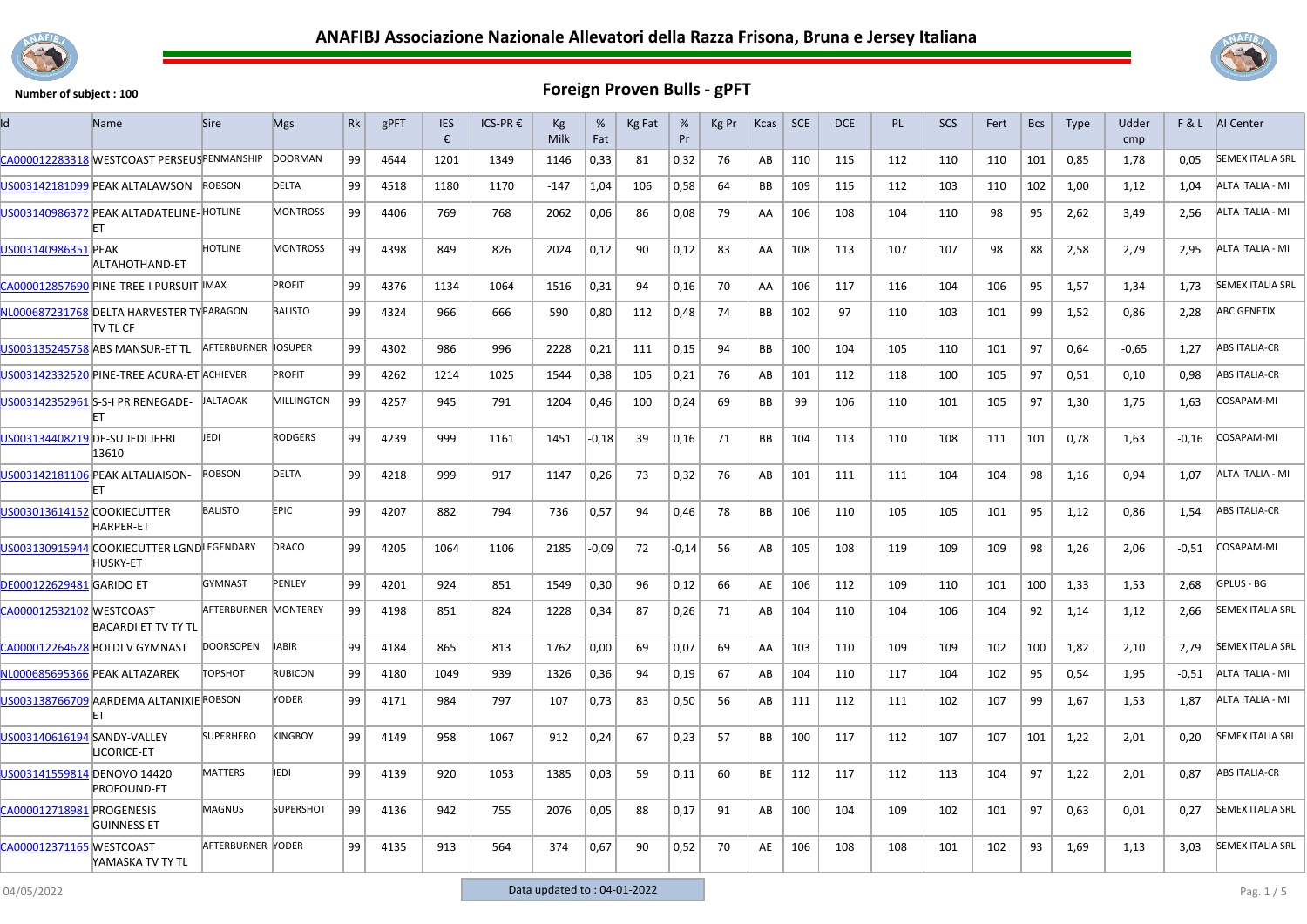# ANAFIBJ Associazione Nazionale Allevatori della Razza Frisona, Bruna e Jersey Italiana

**Number of subject : 100**

## Foreign Proven Bulls - gPFT

| Id | Name | Sire | Mgs | Rk | gPFT | IES € | ICS-PR € | Kg Milk | % Fat | Kg Fat | % Pr | Kg Pr | Kcas | SCE | DCE | PL | SCS | Fert | Bcs | Type | Udder cmp | F & L | AI Center |
|---|---|---|---|---|---|---|---|---|---|---|---|---|---|---|---|---|---|---|---|---|---|---|---|
| CA000012283318 | WESTCOAST PERSEUS | PENMANSHIP | DOORMAN | 99 | 4644 | 1201 | 1349 | 1146 | 0,33 | 81 | 0,32 | 76 | AB | 110 | 115 | 112 | 110 | 110 | 101 | 0,85 | 1,78 | 0,05 | SEMEX ITALIA SRL |
| US003142181099 | PEAK ALTALAWSON | ROBSON | DELTA | 99 | 4518 | 1180 | 1170 | -147 | 1,04 | 106 | 0,58 | 64 | BB | 109 | 115 | 112 | 103 | 110 | 102 | 1,00 | 1,12 | 1,04 | ALTA ITALIA - MI |
| US003140986372 | PEAK ALTADATELINE-ET | HOTLINE | MONTROSS | 99 | 4406 | 769 | 768 | 2062 | 0,06 | 86 | 0,08 | 79 | AA | 106 | 108 | 104 | 110 | 98 | 95 | 2,62 | 3,49 | 2,56 | ALTA ITALIA - MI |
| US003140986351 | PEAK ALTAHOTHAND-ET | HOTLINE | MONTROSS | 99 | 4398 | 849 | 826 | 2024 | 0,12 | 90 | 0,12 | 83 | AA | 108 | 113 | 107 | 107 | 98 | 88 | 2,58 | 2,79 | 2,95 | ALTA ITALIA - MI |
| CA000012857690 | PINE-TREE-I PURSUIT | IMAX | PROFIT | 99 | 4376 | 1134 | 1064 | 1516 | 0,31 | 94 | 0,16 | 70 | AA | 106 | 117 | 116 | 104 | 106 | 95 | 1,57 | 1,34 | 1,73 | SEMEX ITALIA SRL |
| NL000687231768 | DELTA HARVESTER TV TV TL CF | PARAGON | BALISTO | 99 | 4324 | 966 | 666 | 590 | 0,80 | 112 | 0,48 | 74 | BB | 102 | 97 | 110 | 103 | 101 | 99 | 1,52 | 0,86 | 2,28 | ABC GENETIX |
| US003135245758 | ABS MANSUR-ET TL | AFTERBURNER | JOSUPER | 99 | 4302 | 986 | 996 | 2228 | 0,21 | 111 | 0,15 | 94 | BB | 100 | 104 | 105 | 110 | 101 | 97 | 0,64 | -0,65 | 1,27 | ABS ITALIA-CR |
| US003142332520 | PINE-TREE ACURA-ET | ACHIEVER | PROFIT | 99 | 4262 | 1214 | 1025 | 1544 | 0,38 | 105 | 0,21 | 76 | AB | 101 | 112 | 118 | 100 | 105 | 97 | 0,51 | 0,10 | 0,98 | ABS ITALIA-CR |
| US003142352961 | S-S-I PR RENEGADE-ET | JALTAOAK | MILLINGTON | 99 | 4257 | 945 | 791 | 1204 | 0,46 | 100 | 0,24 | 69 | BB | 99 | 106 | 110 | 101 | 105 | 97 | 1,30 | 1,75 | 1,63 | COSAPAM-MI |
| US003134408219 | DE-SU JEDI JEFRI 13610 | JEDI | RODGERS | 99 | 4239 | 999 | 1161 | 1451 | -0,18 | 39 | 0,16 | 71 | BB | 104 | 113 | 110 | 108 | 111 | 101 | 0,78 | 1,63 | -0,16 | COSAPAM-MI |
| US003142181106 | PEAK ALTALIAISON-ET | ROBSON | DELTA | 99 | 4218 | 999 | 917 | 1147 | 0,26 | 73 | 0,32 | 76 | AB | 101 | 111 | 111 | 104 | 104 | 98 | 1,16 | 0,94 | 1,07 | ALTA ITALIA - MI |
| US003013614152 | COOKIECUTTER HARPER-ET | BALISTO | EPIC | 99 | 4207 | 882 | 794 | 736 | 0,57 | 94 | 0,46 | 78 | BB | 106 | 110 | 105 | 105 | 101 | 95 | 1,12 | 0,86 | 1,54 | ABS ITALIA-CR |
| US003130915944 | COOKIECUTTER LGND HUSKY-ET | LEGENDARY | DRACO | 99 | 4205 | 1064 | 1106 | 2185 | -0,09 | 72 | -0,14 | 56 | AB | 105 | 108 | 119 | 109 | 109 | 98 | 1,26 | 2,06 | -0,51 | COSAPAM-MI |
| DE000122629481 | GARIDO ET | GYMNAST | PENLEY | 99 | 4201 | 924 | 851 | 1549 | 0,30 | 96 | 0,12 | 66 | AE | 106 | 112 | 109 | 110 | 101 | 100 | 1,33 | 1,53 | 2,68 | GPLUS - BG |
| CA000012532102 | WESTCOAST BACARDI ET TV TY TL | AFTERBURNER | MONTEREY | 99 | 4198 | 851 | 824 | 1228 | 0,34 | 87 | 0,26 | 71 | AB | 104 | 110 | 104 | 106 | 104 | 92 | 1,14 | 1,12 | 2,66 | SEMEX ITALIA SRL |
| CA000012264628 | BOLDI V GYMNAST | DOORSOPEN | JABIR | 99 | 4184 | 865 | 813 | 1762 | 0,00 | 69 | 0,07 | 69 | AA | 103 | 110 | 109 | 109 | 102 | 100 | 1,82 | 2,10 | 2,79 | SEMEX ITALIA SRL |
| NL000685695366 | PEAK ALTAZAREK | TOPSHOT | RUBICON | 99 | 4180 | 1049 | 939 | 1326 | 0,36 | 94 | 0,19 | 67 | AB | 104 | 110 | 117 | 104 | 102 | 95 | 0,54 | 1,95 | -0,51 | ALTA ITALIA - MI |
| US003138766709 | AARDEMA ALTANIXIE ET | ROBSON | YODER | 99 | 4171 | 984 | 797 | 107 | 0,73 | 83 | 0,50 | 56 | AB | 111 | 112 | 111 | 102 | 107 | 99 | 1,67 | 1,53 | 1,87 | ALTA ITALIA - MI |
| US003140616194 | SANDY-VALLEY LICORICE-ET | SUPERHERO | KINGBOY | 99 | 4149 | 958 | 1067 | 912 | 0,24 | 67 | 0,23 | 57 | BB | 100 | 117 | 112 | 107 | 107 | 101 | 1,22 | 2,01 | 0,20 | SEMEX ITALIA SRL |
| US003141559814 | DENOVO 14420 PROFOUND-ET | MATTERS | JEDI | 99 | 4139 | 920 | 1053 | 1385 | 0,03 | 59 | 0,11 | 60 | BE | 112 | 117 | 112 | 113 | 104 | 97 | 1,22 | 2,01 | 0,87 | ABS ITALIA-CR |
| CA000012718981 | PROGENESIS GUINNESS ET | MAGNUS | SUPERSHOT | 99 | 4136 | 942 | 755 | 2076 | 0,05 | 88 | 0,17 | 91 | AB | 100 | 104 | 109 | 102 | 101 | 97 | 0,63 | 0,01 | 0,27 | SEMEX ITALIA SRL |
| CA000012371165 | WESTCOAST YAMASKA TV TY TL | AFTERBURNER | YODER | 99 | 4135 | 913 | 564 | 374 | 0,67 | 90 | 0,52 | 70 | AE | 106 | 108 | 108 | 101 | 102 | 93 | 1,69 | 1,13 | 3,03 | SEMEX ITALIA SRL |

04/05/2022

Data updated to : 04-01-2022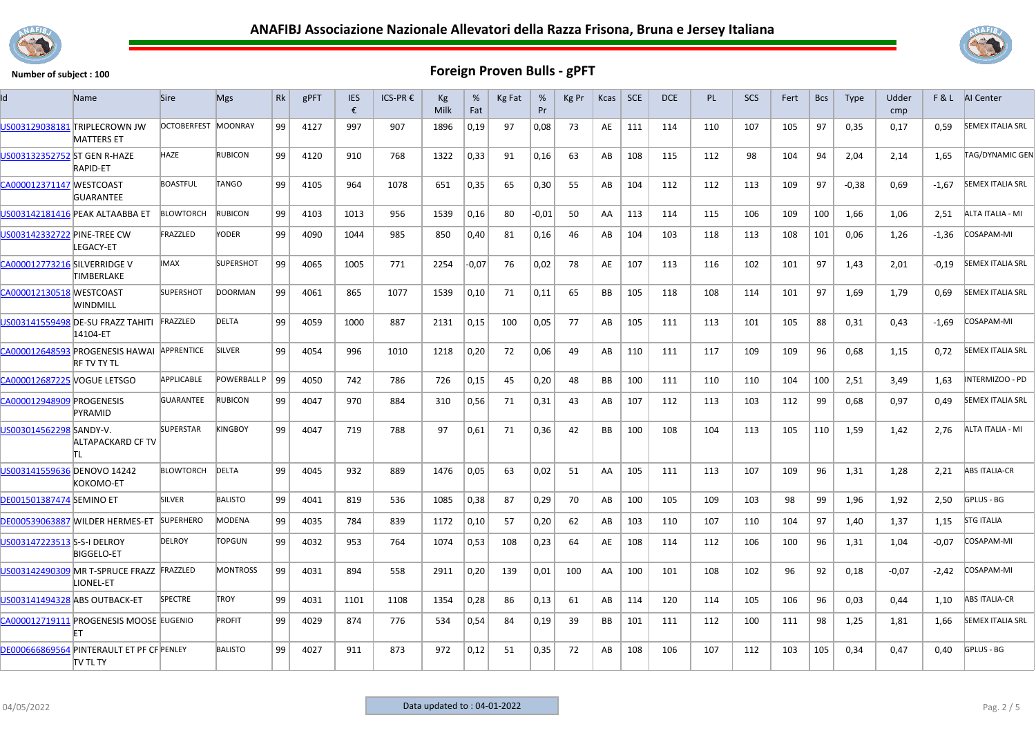# ANAFIBJ Associazione Nazionale Allevatori della Razza Frisona, Bruna e Jersey Italiana

**Number of subject : 100**

## Foreign Proven Bulls - gPFT

| Id | Name | Sire | Mgs | Rk | gPFT | IES € | ICS-PR € | Kg Milk | % Fat | Kg Fat | % Pr | Kg Pr | Kcas | SCE | DCE | PL | SCS | Fert | Bcs | Type | Udder cmp | F & L | AI Center |
|---|---|---|---|---|---|---|---|---|---|---|---|---|---|---|---|---|---|---|---|---|---|---|---|
| US003129038181 | TRIPLECROWN JW MATTERS ET | OCTOBERFEST | MOONRAY | 99 | 4127 | 997 | 907 | 1896 | 0,19 | 97 | 0,08 | 73 | AE | 111 | 114 | 110 | 107 | 105 | 97 | 0,35 | 0,17 | 0,59 | SEMEX ITALIA SRL |
| US003132352752 | ST GEN R-HAZE RAPID-ET | HAZE | RUBICON | 99 | 4120 | 910 | 768 | 1322 | 0,33 | 91 | 0,16 | 63 | AB | 108 | 115 | 112 | 98 | 104 | 94 | 2,04 | 2,14 | 1,65 | TAG/DYNAMIC GEN |
| CA000012371147 | WESTCOAST GUARANTEE | BOASTFUL | TANGO | 99 | 4105 | 964 | 1078 | 651 | 0,35 | 65 | 0,30 | 55 | AB | 104 | 112 | 112 | 113 | 109 | 97 | -0,38 | 0,69 | -1,67 | SEMEX ITALIA SRL |
| US003142181416 | PEAK ALTAABBA ET | BLOWTORCH | RUBICON | 99 | 4103 | 1013 | 956 | 1539 | 0,16 | 80 | -0,01 | 50 | AA | 113 | 114 | 115 | 106 | 109 | 100 | 1,66 | 1,06 | 2,51 | ALTA ITALIA - MI |
| US003142332722 | PINE-TREE CW LEGACY-ET | FRAZZLED | YODER | 99 | 4090 | 1044 | 985 | 850 | 0,40 | 81 | 0,16 | 46 | AB | 104 | 103 | 118 | 113 | 108 | 101 | 0,06 | 1,26 | -1,36 | COSAPAM-MI |
| CA000012773216 | SILVERRIDGE V TIMBERLAKE | IMAX | SUPERSHOT | 99 | 4065 | 1005 | 771 | 2254 | -0,07 | 76 | 0,02 | 78 | AE | 107 | 113 | 116 | 102 | 101 | 97 | 1,43 | 2,01 | -0,19 | SEMEX ITALIA SRL |
| CA000012130518 | WESTCOAST WINDMILL | SUPERSHOT | DOORMAN | 99 | 4061 | 865 | 1077 | 1539 | 0,10 | 71 | 0,11 | 65 | BB | 105 | 118 | 108 | 114 | 101 | 97 | 1,69 | 1,79 | 0,69 | SEMEX ITALIA SRL |
| US003141559498 | DE-SU FRAZZ TAHITI 14104-ET | FRAZZLED | DELTA | 99 | 4059 | 1000 | 887 | 2131 | 0,15 | 100 | 0,05 | 77 | AB | 105 | 111 | 113 | 101 | 105 | 88 | 0,31 | 0,43 | -1,69 | COSAPAM-MI |
| CA000012648593 | PROGENESIS HAWAI RF TV TY TL | APPRENTICE | SILVER | 99 | 4054 | 996 | 1010 | 1218 | 0,20 | 72 | 0,06 | 49 | AB | 110 | 111 | 117 | 109 | 109 | 96 | 0,68 | 1,15 | 0,72 | SEMEX ITALIA SRL |
| CA000012687225 | VOGUE LETSGO | APPLICABLE | POWERBALL P | 99 | 4050 | 742 | 786 | 726 | 0,15 | 45 | 0,20 | 48 | BB | 100 | 111 | 110 | 110 | 104 | 100 | 2,51 | 3,49 | 1,63 | INTERMIZOO - PD |
| CA000012948909 | PROGENESIS PYRAMID | GUARANTEE | RUBICON | 99 | 4047 | 970 | 884 | 310 | 0,56 | 71 | 0,31 | 43 | AB | 107 | 112 | 113 | 103 | 112 | 99 | 0,68 | 0,97 | 0,49 | SEMEX ITALIA SRL |
| US003014562298 | SANDY-V. ALTAPACKARD CF TV TL | SUPERSTAR | KINGBOY | 99 | 4047 | 719 | 788 | 97 | 0,61 | 71 | 0,36 | 42 | BB | 100 | 108 | 104 | 113 | 105 | 110 | 1,59 | 1,42 | 2,76 | ALTA ITALIA - MI |
| US003141559636 | DENOVO 14242 KOKOMO-ET | BLOWTORCH | DELTA | 99 | 4045 | 932 | 889 | 1476 | 0,05 | 63 | 0,02 | 51 | AA | 105 | 111 | 113 | 107 | 109 | 96 | 1,31 | 1,28 | 2,21 | ABS ITALIA-CR |
| DE001501387474 | SEMINO ET | SILVER | BALISTO | 99 | 4041 | 819 | 536 | 1085 | 0,38 | 87 | 0,29 | 70 | AB | 100 | 105 | 109 | 103 | 98 | 99 | 1,96 | 1,92 | 2,50 | GPLUS - BG |
| DE000539063887 | WILDER HERMES-ET | SUPERHERO | MODENA | 99 | 4035 | 784 | 839 | 1172 | 0,10 | 57 | 0,20 | 62 | AB | 103 | 110 | 107 | 110 | 104 | 97 | 1,40 | 1,37 | 1,15 | STG ITALIA |
| US003147223513 | S-S-I DELROY BIGGELO-ET | DELROY | TOPGUN | 99 | 4032 | 953 | 764 | 1074 | 0,53 | 108 | 0,23 | 64 | AE | 108 | 114 | 112 | 106 | 100 | 96 | 1,31 | 1,04 | -0,07 | COSAPAM-MI |
| US003142490309 | MR T-SPRUCE FRAZZ LIONEL-ET | FRAZZLED | MONTROSS | 99 | 4031 | 894 | 558 | 2911 | 0,20 | 139 | 0,01 | 100 | AA | 100 | 101 | 108 | 102 | 96 | 92 | 0,18 | -0,07 | -2,42 | COSAPAM-MI |
| US003141494328 | ABS OUTBACK-ET | SPECTRE | TROY | 99 | 4031 | 1101 | 1108 | 1354 | 0,28 | 86 | 0,13 | 61 | AB | 114 | 120 | 114 | 105 | 106 | 96 | 0,03 | 0,44 | 1,10 | ABS ITALIA-CR |
| CA000012719111 | PROGENESIS MOOSE ET | EUGENIO | PROFIT | 99 | 4029 | 874 | 776 | 534 | 0,54 | 84 | 0,19 | 39 | BB | 101 | 111 | 112 | 100 | 111 | 98 | 1,25 | 1,81 | 1,66 | SEMEX ITALIA SRL |
| DE000666869564 | PINTERAULT ET PF CF TV TL TY | PENLEY | BALISTO | 99 | 4027 | 911 | 873 | 972 | 0,12 | 51 | 0,35 | 72 | AB | 108 | 106 | 107 | 112 | 103 | 105 | 0,34 | 0,47 | 0,40 | GPLUS - BG |

04/05/2022

Data updated to : 04-01-2022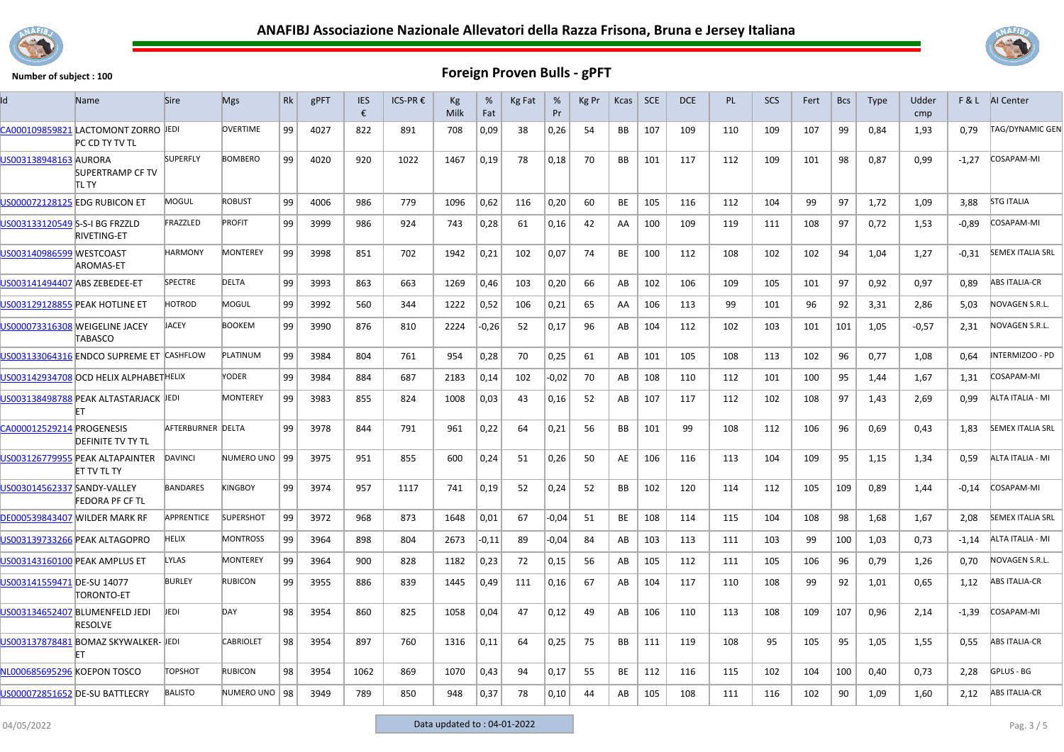# ANAFIBJ Associazione Nazionale Allevatori della Razza Frisona, Bruna e Jersey Italiana

**Number of subject : 100**

## Foreign Proven Bulls - gPFT

| Id | Name | Sire | Mgs | Rk | gPFT | IES € | ICS-PR € | Kg Milk | % Fat | Kg Fat | % Pr | Kg Pr | Kcas | SCE | DCE | PL | SCS | Fert | Bcs | Type | Udder cmp | F & L | AI Center |
|---|---|---|---|---|---|---|---|---|---|---|---|---|---|---|---|---|---|---|---|---|---|---|---|
| CA000109859821 | LACTOMONT ZORRO PC CD TY TV TL | JEDI | OVERTIME | 99 | 4027 | 822 | 891 | 708 | 0,09 | 38 | 0,26 | 54 | BB | 107 | 109 | 110 | 109 | 107 | 99 | 0,84 | 1,93 | 0,79 | TAG/DYNAMIC GEN |
| US003138948163 | AURORA SUPERTRAMP CF TV TL TY | SUPERFLY | BOMBERO | 99 | 4020 | 920 | 1022 | 1467 | 0,19 | 78 | 0,18 | 70 | BB | 101 | 117 | 112 | 109 | 101 | 98 | 0,87 | 0,99 | -1,27 | COSAPAM-MI |
| US000072128125 | EDG RUBICON ET | MOGUL | ROBUST | 99 | 4006 | 986 | 779 | 1096 | 0,62 | 116 | 0,20 | 60 | BE | 105 | 116 | 112 | 104 | 99 | 97 | 1,72 | 1,09 | 3,88 | STG ITALIA |
| US003133120549 | S-S-I BG FRZZLD RIVETING-ET | FRAZZLED | PROFIT | 99 | 3999 | 986 | 924 | 743 | 0,28 | 61 | 0,16 | 42 | AA | 100 | 109 | 119 | 111 | 108 | 97 | 0,72 | 1,53 | -0,89 | COSAPAM-MI |
| US003140986599 | WESTCOAST AROMAS-ET | HARMONY | MONTEREY | 99 | 3998 | 851 | 702 | 1942 | 0,21 | 102 | 0,07 | 74 | BE | 100 | 112 | 108 | 102 | 102 | 94 | 1,04 | 1,27 | -0,31 | SEMEX ITALIA SRL |
| US003141494407 | ABS ZEBEDEE-ET | SPECTRE | DELTA | 99 | 3993 | 863 | 663 | 1269 | 0,46 | 103 | 0,20 | 66 | AB | 102 | 106 | 109 | 105 | 101 | 97 | 0,92 | 0,97 | 0,89 | ABS ITALIA-CR |
| US003129128855 | PEAK HOTLINE ET | HOTROD | MOGUL | 99 | 3992 | 560 | 344 | 1222 | 0,52 | 106 | 0,21 | 65 | AA | 106 | 113 | 99 | 101 | 96 | 92 | 3,31 | 2,86 | 5,03 | NOVAGEN S.R.L. |
| US000073316308 | WEIGELINE JACEY TABASCO | JACEY | BOOKEM | 99 | 3990 | 876 | 810 | 2224 | -0,26 | 52 | 0,17 | 96 | AB | 104 | 112 | 102 | 103 | 101 | 101 | 1,05 | -0,57 | 2,31 | NOVAGEN S.R.L. |
| US003133064316 | ENDCO SUPREME ET | CASHFLOW | PLATINUM | 99 | 3984 | 804 | 761 | 954 | 0,28 | 70 | 0,25 | 61 | AB | 101 | 105 | 108 | 113 | 102 | 96 | 0,77 | 1,08 | 0,64 | INTERMIZOO - PD |
| US003142934708 | OCD HELIX ALPHABET | HELIX | YODER | 99 | 3984 | 884 | 687 | 2183 | 0,14 | 102 | -0,02 | 70 | AB | 108 | 110 | 112 | 101 | 100 | 95 | 1,44 | 1,67 | 1,31 | COSAPAM-MI |
| US003138498788 | PEAK ALTASTARJACK ET | JEDI | MONTEREY | 99 | 3983 | 855 | 824 | 1008 | 0,03 | 43 | 0,16 | 52 | AB | 107 | 117 | 112 | 102 | 108 | 97 | 1,43 | 2,69 | 0,99 | ALTA ITALIA - MI |
| CA000012529214 | PROGENESIS DEFINITE TV TY TL | AFTERBURNER | DELTA | 99 | 3978 | 844 | 791 | 961 | 0,22 | 64 | 0,21 | 56 | BB | 101 | 99 | 108 | 112 | 106 | 96 | 0,69 | 0,43 | 1,83 | SEMEX ITALIA SRL |
| US003126779955 | PEAK ALTAPAINTER ET TV TL TY | DAVINCI | NUMERO UNO | 99 | 3975 | 951 | 855 | 600 | 0,24 | 51 | 0,26 | 50 | AE | 106 | 116 | 113 | 104 | 109 | 95 | 1,15 | 1,34 | 0,59 | ALTA ITALIA - MI |
| US003014562337 | SANDY-VALLEY FEDORA PF CF TL | BANDARES | KINGBOY | 99 | 3974 | 957 | 1117 | 741 | 0,19 | 52 | 0,24 | 52 | BB | 102 | 120 | 114 | 112 | 105 | 109 | 0,89 | 1,44 | -0,14 | COSAPAM-MI |
| DE000539843407 | WILDER MARK RF | APPRENTICE | SUPERSHOT | 99 | 3972 | 968 | 873 | 1648 | 0,01 | 67 | -0,04 | 51 | BE | 108 | 114 | 115 | 104 | 108 | 98 | 1,68 | 1,67 | 2,08 | SEMEX ITALIA SRL |
| US003139733266 | PEAK ALTAGOPRO | HELIX | MONTROSS | 99 | 3964 | 898 | 804 | 2673 | -0,11 | 89 | -0,04 | 84 | AB | 103 | 113 | 111 | 103 | 99 | 100 | 1,03 | 0,73 | -1,14 | ALTA ITALIA - MI |
| US003143160100 | PEAK AMPLUS ET | LYLAS | MONTEREY | 99 | 3964 | 900 | 828 | 1182 | 0,23 | 72 | 0,15 | 56 | AB | 105 | 112 | 111 | 105 | 106 | 96 | 0,79 | 1,26 | 0,70 | NOVAGEN S.R.L. |
| US003141559471 | DE-SU 14077 TORONTO-ET | BURLEY | RUBICON | 99 | 3955 | 886 | 839 | 1445 | 0,49 | 111 | 0,16 | 67 | AB | 104 | 117 | 110 | 108 | 99 | 92 | 1,01 | 0,65 | 1,12 | ABS ITALIA-CR |
| US003134652407 | BLUMENFELD JEDI RESOLVE | JEDI | DAY | 98 | 3954 | 860 | 825 | 1058 | 0,04 | 47 | 0,12 | 49 | AB | 106 | 110 | 113 | 108 | 109 | 107 | 0,96 | 2,14 | -1,39 | COSAPAM-MI |
| US003137878481 | BOMAZ SKYWALKER-ET | JEDI | CABRIOLET | 98 | 3954 | 897 | 760 | 1316 | 0,11 | 64 | 0,25 | 75 | BB | 111 | 119 | 108 | 95 | 105 | 95 | 1,05 | 1,55 | 0,55 | ABS ITALIA-CR |
| NL000685695296 | KOEPON TOSCO | TOPSHOT | RUBICON | 98 | 3954 | 1062 | 869 | 1070 | 0,43 | 94 | 0,17 | 55 | BE | 112 | 116 | 115 | 102 | 104 | 100 | 0,40 | 0,73 | 2,28 | GPLUS - BG |
| US000072851652 | DE-SU BATTLECRY | BALISTO | NUMERO UNO | 98 | 3949 | 789 | 850 | 948 | 0,37 | 78 | 0,10 | 44 | AB | 105 | 108 | 111 | 116 | 102 | 90 | 1,09 | 1,60 | 2,12 | ABS ITALIA-CR |

04/05/2022

Data updated to : 04-01-2022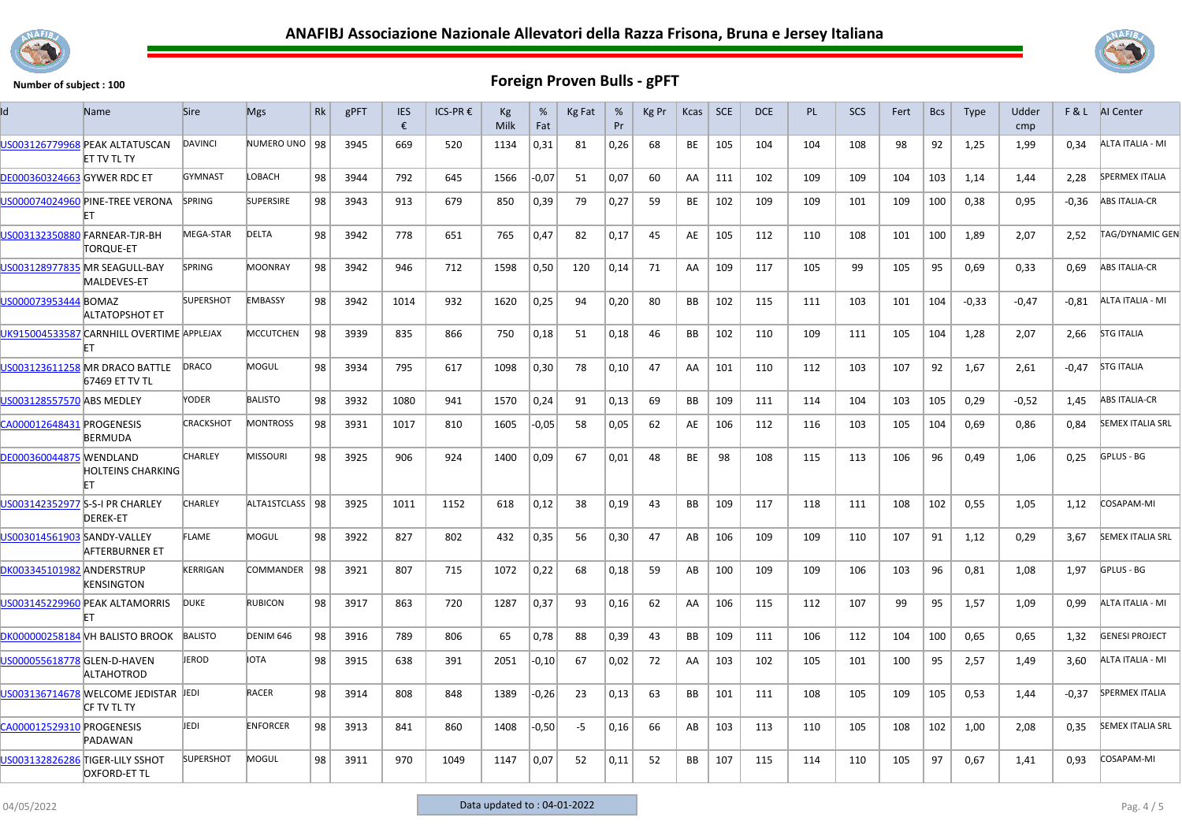# ANAFIBJ Associazione Nazionale Allevatori della Razza Frisona, Bruna e Jersey Italiana

**Number of subject : 100**

## Foreign Proven Bulls - gPFT

| Id | Name | Sire | Mgs | Rk | gPFT | IES € | ICS-PR € | Kg Milk | % Fat | Kg Fat | % Pr | Kg Pr | Kcas | SCE | DCE | PL | SCS | Fert | Bcs | Type | Udder cmp | F & L | AI Center |
|---|---|---|---|---|---|---|---|---|---|---|---|---|---|---|---|---|---|---|---|---|---|---|---|
| US003126779968 | PEAK ALTATUSCAN ET TV TL TY | DAVINCI | NUMERO UNO | 98 | 3945 | 669 | 520 | 1134 | 0,31 | 81 | 0,26 | 68 | BE | 105 | 104 | 104 | 108 | 98 | 92 | 1,25 | 1,99 | 0,34 | ALTA ITALIA - MI |
| DE000360324663 | GYWER RDC ET | GYMNAST | LOBACH | 98 | 3944 | 792 | 645 | 1566 | -0,07 | 51 | 0,07 | 60 | AA | 111 | 102 | 109 | 109 | 104 | 103 | 1,14 | 1,44 | 2,28 | SPERMEX ITALIA |
| US000074024960 | PINE-TREE VERONA ET | SPRING | SUPERSIRE | 98 | 3943 | 913 | 679 | 850 | 0,39 | 79 | 0,27 | 59 | BE | 102 | 109 | 109 | 101 | 109 | 100 | 0,38 | 0,95 | -0,36 | ABS ITALIA-CR |
| US003132350880 | FARNEAR-TJR-BH TORQUE-ET | MEGA-STAR | DELTA | 98 | 3942 | 778 | 651 | 765 | 0,47 | 82 | 0,17 | 45 | AE | 105 | 112 | 110 | 108 | 101 | 100 | 1,89 | 2,07 | 2,52 | TAG/DYNAMIC GEN |
| US003128977835 | MR SEAGULL-BAY MALDEVES-ET | SPRING | MOONRAY | 98 | 3942 | 946 | 712 | 1598 | 0,50 | 120 | 0,14 | 71 | AA | 109 | 117 | 105 | 99 | 105 | 95 | 0,69 | 0,33 | 0,69 | ABS ITALIA-CR |
| US000073953444 | BOMAZ ALTATOPSHOT ET | SUPERSHOT | EMBASSY | 98 | 3942 | 1014 | 932 | 1620 | 0,25 | 94 | 0,20 | 80 | BB | 102 | 115 | 111 | 103 | 101 | 104 | -0,33 | -0,47 | -0,81 | ALTA ITALIA - MI |
| UK915004533587 | CARNHILL OVERTIME ET | APPLEJAX | MCCUTCHEN | 98 | 3939 | 835 | 866 | 750 | 0,18 | 51 | 0,18 | 46 | BB | 102 | 110 | 109 | 111 | 105 | 104 | 1,28 | 2,07 | 2,66 | STG ITALIA |
| US003123611258 | MR DRACO BATTLE 67469 ET TV TL | DRACO | MOGUL | 98 | 3934 | 795 | 617 | 1098 | 0,30 | 78 | 0,10 | 47 | AA | 101 | 110 | 112 | 103 | 107 | 92 | 1,67 | 2,61 | -0,47 | STG ITALIA |
| US003128557570 | ABS MEDLEY | YODER | BALISTO | 98 | 3932 | 1080 | 941 | 1570 | 0,24 | 91 | 0,13 | 69 | BB | 109 | 111 | 114 | 104 | 103 | 105 | 0,29 | -0,52 | 1,45 | ABS ITALIA-CR |
| CA000012648431 | PROGENESIS BERMUDA | CRACKSHOT | MONTROSS | 98 | 3931 | 1017 | 810 | 1605 | -0,05 | 58 | 0,05 | 62 | AE | 106 | 112 | 116 | 103 | 105 | 104 | 0,69 | 0,86 | 0,84 | SEMEX ITALIA SRL |
| DE000360044875 | WENDLAND HOLTEINS CHARKING ET | CHARLEY | MISSOURI | 98 | 3925 | 906 | 924 | 1400 | 0,09 | 67 | 0,01 | 48 | BE | 98 | 108 | 115 | 113 | 106 | 96 | 0,49 | 1,06 | 0,25 | GPLUS - BG |
| US003142352977 | S-S-I PR CHARLEY DEREK-ET | CHARLEY | ALTA1STCLASS | 98 | 3925 | 1011 | 1152 | 618 | 0,12 | 38 | 0,19 | 43 | BB | 109 | 117 | 118 | 111 | 108 | 102 | 0,55 | 1,05 | 1,12 | COSAPAM-MI |
| US003014561903 | SANDY-VALLEY AFTERBURNER ET | FLAME | MOGUL | 98 | 3922 | 827 | 802 | 432 | 0,35 | 56 | 0,30 | 47 | AB | 106 | 109 | 109 | 110 | 107 | 91 | 1,12 | 0,29 | 3,67 | SEMEX ITALIA SRL |
| DK003345101982 | ANDERSTRUP KENSINGTON | KERRIGAN | COMMANDER | 98 | 3921 | 807 | 715 | 1072 | 0,22 | 68 | 0,18 | 59 | AB | 100 | 109 | 109 | 106 | 103 | 96 | 0,81 | 1,08 | 1,97 | GPLUS - BG |
| US003145229960 | PEAK ALTAMORRIS ET | DUKE | RUBICON | 98 | 3917 | 863 | 720 | 1287 | 0,37 | 93 | 0,16 | 62 | AA | 106 | 115 | 112 | 107 | 99 | 95 | 1,57 | 1,09 | 0,99 | ALTA ITALIA - MI |
| DK000000258184 | VH BALISTO BROOK | BALISTO | DENIM 646 | 98 | 3916 | 789 | 806 | 65 | 0,78 | 88 | 0,39 | 43 | BB | 109 | 111 | 106 | 112 | 104 | 100 | 0,65 | 0,65 | 1,32 | GENESI PROJECT |
| US000055618778 | GLEN-D-HAVEN ALTAHOTROD | JEROD | IOTA | 98 | 3915 | 638 | 391 | 2051 | -0,10 | 67 | 0,02 | 72 | AA | 103 | 102 | 105 | 101 | 100 | 95 | 2,57 | 1,49 | 3,60 | ALTA ITALIA - MI |
| US003136714678 | WELCOME JEDISTAR CF TV TL TY | JEDI | RACER | 98 | 3914 | 808 | 848 | 1389 | -0,26 | 23 | 0,13 | 63 | BB | 101 | 111 | 108 | 105 | 109 | 105 | 0,53 | 1,44 | -0,37 | SPERMEX ITALIA |
| CA000012529310 | PROGENESIS PADAWAN | JEDI | ENFORCER | 98 | 3913 | 841 | 860 | 1408 | -0,50 | -5 | 0,16 | 66 | AB | 103 | 113 | 110 | 105 | 108 | 102 | 1,00 | 2,08 | 0,35 | SEMEX ITALIA SRL |
| US003132826286 | TIGER-LILY SSHOT OXFORD-ET TL | SUPERSHOT | MOGUL | 98 | 3911 | 970 | 1049 | 1147 | 0,07 | 52 | 0,11 | 52 | BB | 107 | 115 | 114 | 110 | 105 | 97 | 0,67 | 1,41 | 0,93 | COSAPAM-MI |

04/05/2022

Data updated to : 04-01-2022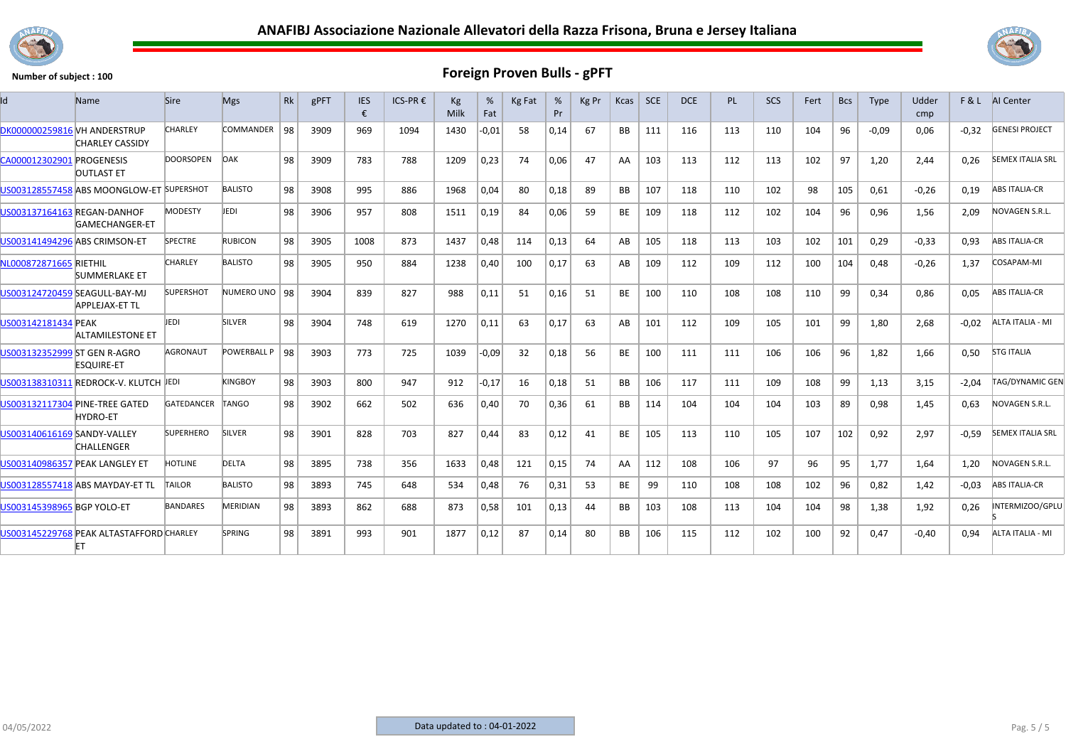# ANAFIBJ Associazione Nazionale Allevatori della Razza Frisona, Bruna e Jersey Italiana

**Number of subject : 100**

## Foreign Proven Bulls - gPFT

| Id | Name | Sire | Mgs | Rk | gPFT | IES € | ICS-PR € | Kg Milk | % Fat | Kg Fat | % Pr | Kg Pr | Kcas | SCE | DCE | PL | SCS | Fert | Bcs | Type | Udder cmp | F & L | AI Center |
|---|---|---|---|---|---|---|---|---|---|---|---|---|---|---|---|---|---|---|---|---|---|---|---|
| DK000000259816 | VH ANDERSTRUP CHARLEY CASSIDY | CHARLEY | COMMANDER | 98 | 3909 | 969 | 1094 | 1430 | -0,01 | 58 | 0,14 | 67 | BB | 111 | 116 | 113 | 110 | 104 | 96 | -0,09 | 0,06 | -0,32 | GENESI PROJECT |
| CA000012302901 | PROGENESIS OUTLAST ET | DOORSOPEN | OAK | 98 | 3909 | 783 | 788 | 1209 | 0,23 | 74 | 0,06 | 47 | AA | 103 | 113 | 112 | 113 | 102 | 97 | 1,20 | 2,44 | 0,26 | SEMEX ITALIA SRL |
| US003128557458 | ABS MOONGLOW-ET | SUPERSHOT | BALISTO | 98 | 3908 | 995 | 886 | 1968 | 0,04 | 80 | 0,18 | 89 | BB | 107 | 118 | 110 | 102 | 98 | 105 | 0,61 | -0,26 | 0,19 | ABS ITALIA-CR |
| US003137164163 | REGAN-DANHOF GAMECHANGER-ET | MODESTY | JEDI | 98 | 3906 | 957 | 808 | 1511 | 0,19 | 84 | 0,06 | 59 | BE | 109 | 118 | 112 | 102 | 104 | 96 | 0,96 | 1,56 | 2,09 | NOVAGEN S.R.L. |
| US003141494296 | ABS CRIMSON-ET | SPECTRE | RUBICON | 98 | 3905 | 1008 | 873 | 1437 | 0,48 | 114 | 0,13 | 64 | AB | 105 | 118 | 113 | 103 | 102 | 101 | 0,29 | -0,33 | 0,93 | ABS ITALIA-CR |
| NL000872871665 | RIETHIL SUMMERLAKE ET | CHARLEY | BALISTO | 98 | 3905 | 950 | 884 | 1238 | 0,40 | 100 | 0,17 | 63 | AB | 109 | 112 | 109 | 112 | 100 | 104 | 0,48 | -0,26 | 1,37 | COSAPAM-MI |
| US003124720459 | SEAGULL-BAY-MJ APPLEJAX-ET TL | SUPERSHOT | NUMERO UNO | 98 | 3904 | 839 | 827 | 988 | 0,11 | 51 | 0,16 | 51 | BE | 100 | 110 | 108 | 108 | 110 | 99 | 0,34 | 0,86 | 0,05 | ABS ITALIA-CR |
| US003142181434 | PEAK ALTAMILESTONE ET | JEDI | SILVER | 98 | 3904 | 748 | 619 | 1270 | 0,11 | 63 | 0,17 | 63 | AB | 101 | 112 | 109 | 105 | 101 | 99 | 1,80 | 2,68 | -0,02 | ALTA ITALIA - MI |
| US003132352999 | ST GEN R-AGRO ESQUIRE-ET | AGRONAUT | POWERBALL P | 98 | 3903 | 773 | 725 | 1039 | -0,09 | 32 | 0,18 | 56 | BE | 100 | 111 | 111 | 106 | 106 | 96 | 1,82 | 1,66 | 0,50 | STG ITALIA |
| US003138310311 | REDROCK-V. KLUTCH | JEDI | KINGBOY | 98 | 3903 | 800 | 947 | 912 | -0,17 | 16 | 0,18 | 51 | BB | 106 | 117 | 111 | 109 | 108 | 99 | 1,13 | 3,15 | -2,04 | TAG/DYNAMIC GEN |
| US003132117304 | PINE-TREE GATED HYDRO-ET | GATEDANCER | TANGO | 98 | 3902 | 662 | 502 | 636 | 0,40 | 70 | 0,36 | 61 | BB | 114 | 104 | 104 | 104 | 103 | 89 | 0,98 | 1,45 | 0,63 | NOVAGEN S.R.L. |
| US003140616169 | SANDY-VALLEY CHALLENGER | SUPERHERO | SILVER | 98 | 3901 | 828 | 703 | 827 | 0,44 | 83 | 0,12 | 41 | BE | 105 | 113 | 110 | 105 | 107 | 102 | 0,92 | 2,97 | -0,59 | SEMEX ITALIA SRL |
| US003140986357 | PEAK LANGLEY ET | HOTLINE | DELTA | 98 | 3895 | 738 | 356 | 1633 | 0,48 | 121 | 0,15 | 74 | AA | 112 | 108 | 106 | 97 | 96 | 95 | 1,77 | 1,64 | 1,20 | NOVAGEN S.R.L. |
| US003128557418 | ABS MAYDAY-ET TL | TAILOR | BALISTO | 98 | 3893 | 745 | 648 | 534 | 0,48 | 76 | 0,31 | 53 | BE | 99 | 110 | 108 | 108 | 102 | 96 | 0,82 | 1,42 | -0,03 | ABS ITALIA-CR |
| US003145398965 | BGP YOLO-ET | BANDARES | MERIDIAN | 98 | 3893 | 862 | 688 | 873 | 0,58 | 101 | 0,13 | 44 | BB | 103 | 108 | 113 | 104 | 104 | 98 | 1,38 | 1,92 | 0,26 | INTERMIZOO/GPLUS |
| US003145229768 | PEAK ALTASTAFFORD ET | CHARLEY | SPRING | 98 | 3891 | 993 | 901 | 1877 | 0,12 | 87 | 0,14 | 80 | BB | 106 | 115 | 112 | 102 | 100 | 92 | 0,47 | -0,40 | 0,94 | ALTA ITALIA - MI |

04/05/2022

Data updated to : 04-01-2022